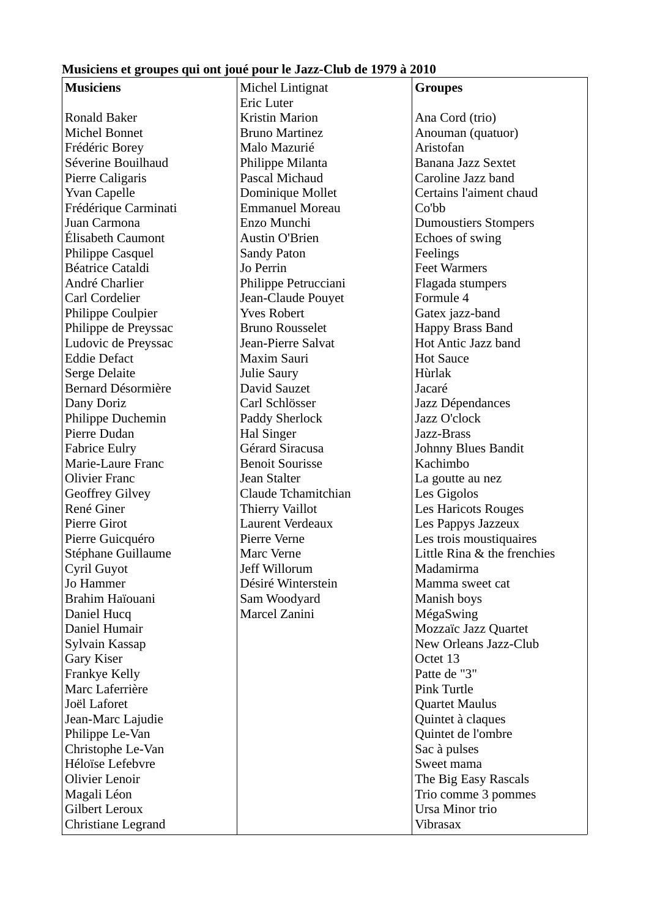**Musiciens et groupes qui ont joué pour le Jazz-Club de 1979 à 2010**

| **Musiciens** | | **Groupes** |
|---|---|---|
| | Michel Lintignat | |
| | Eric Luter | |
| Ronald Baker | Kristin Marion | Ana Cord (trio) |
| Michel Bonnet | Bruno Martinez | Anouman (quatuor) |
| Frédéric Borey | Malo Mazurié | Aristofan |
| Séverine Bouilhaud | Philippe Milanta | Banana Jazz Sextet |
| Pierre Caligaris | Pascal Michaud | Caroline Jazz band |
| Yvan Capelle | Dominique Mollet | Certains l'aiment chaud |
| Frédérique Carminati | Emmanuel Moreau | Co'bb |
| Juan Carmona | Enzo Munchi | Dumoustiers Stompers |
| Élisabeth Caumont | Austin O'Brien | Echoes of swing |
| Philippe Casquel | Sandy Paton | Feelings |
| Béatrice Cataldi | Jo Perrin | Feet Warmers |
| André Charlier | Philippe Petrucciani | Flagada stumpers |
| Carl Cordelier | Jean-Claude Pouyet | Formule 4 |
| Philippe Coulpier | Yves Robert | Gatex jazz-band |
| Philippe de Preyssac | Bruno Rousselet | Happy Brass Band |
| Ludovic de Preyssac | Jean-Pierre Salvat | Hot Antic Jazz band |
| Eddie Defact | Maxim Sauri | Hot Sauce |
| Serge Delaite | Julie Saury | Hùrlak |
| Bernard Désormière | David Sauzet | Jacaré |
| Dany Doriz | Carl Schlösser | Jazz Dépendances |
| Philippe Duchemin | Paddy Sherlock | Jazz O'clock |
| Pierre Dudan | Hal Singer | Jazz-Brass |
| Fabrice Eulry | Gérard Siracusa | Johnny Blues Bandit |
| Marie-Laure Franc | Benoit Sourisse | Kachimbo |
| Olivier Franc | Jean Stalter | La goutte au nez |
| Geoffrey Gilvey | Claude Tchamitchian | Les Gigolos |
| René Giner | Thierry Vaillot | Les Haricots Rouges |
| Pierre Girot | Laurent Verdeaux | Les Pappys Jazzeux |
| Pierre Guicquéro | Pierre Verne | Les trois moustiquaires |
| Stéphane Guillaume | Marc Verne | Little Rina & the frenchies |
| Cyril Guyot | Jeff Willorum | Madamirma |
| Jo Hammer | Désiré Winterstein | Mamma sweet cat |
| Brahim Haïouani | Sam Woodyard | Manish boys |
| Daniel Hucq | Marcel Zanini | MégaSwing |
| Daniel Humair | | Mozzaïc Jazz Quartet |
| Sylvain Kassap | | New Orleans Jazz-Club |
| Gary Kiser | | Octet 13 |
| Frankye Kelly | | Patte de "3" |
| Marc Laferrière | | Pink Turtle |
| Joël Laforet | | Quartet Maulus |
| Jean-Marc Lajudie | | Quintet à claques |
| Philippe Le-Van | | Quintet de l'ombre |
| Christophe Le-Van | | Sac à pulses |
| Héloïse Lefebvre | | Sweet mama |
| Olivier Lenoir | | The Big Easy Rascals |
| Magali Léon | | Trio comme 3 pommes |
| Gilbert Leroux | | Ursa Minor trio |
| Christiane Legrand | | Vibrasax |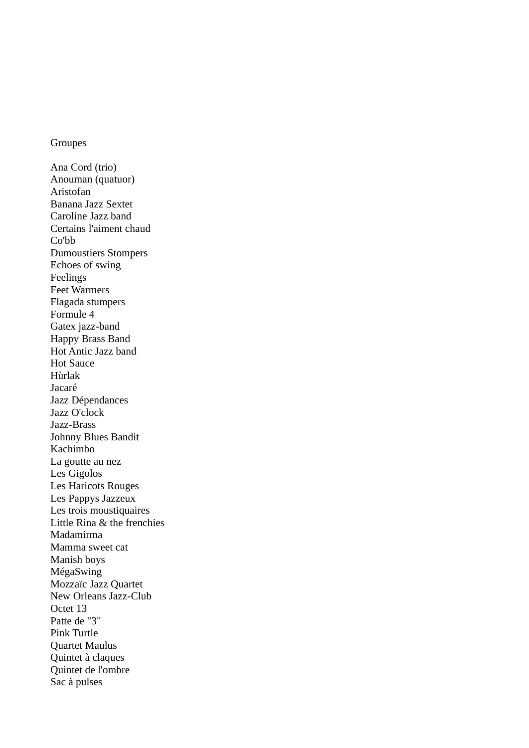Groupes

Ana Cord (trio)
Anouman (quatuor)
Aristofan
Banana Jazz Sextet
Caroline Jazz band
Certains l'aiment chaud
Co'bb
Dumoustiers Stompers
Echoes of swing
Feelings
Feet Warmers
Flagada stumpers
Formule 4
Gatex jazz-band
Happy Brass Band
Hot Antic Jazz band
Hot Sauce
Hùrlak
Jacaré
Jazz Dépendances
Jazz O'clock
Jazz-Brass
Johnny Blues Bandit
Kachimbo
La goutte au nez
Les Gigolos
Les Haricots Rouges
Les Pappys Jazzeux
Les trois moustiquaires
Little Rina & the frenchies
Madamirma
Mamma sweet cat
Manish boys
MégaSwing
Mozzaïc Jazz Quartet
New Orleans Jazz-Club
Octet 13
Patte de "3"
Pink Turtle
Quartet Maulus
Quintet à claques
Quintet de l'ombre
Sac à pulses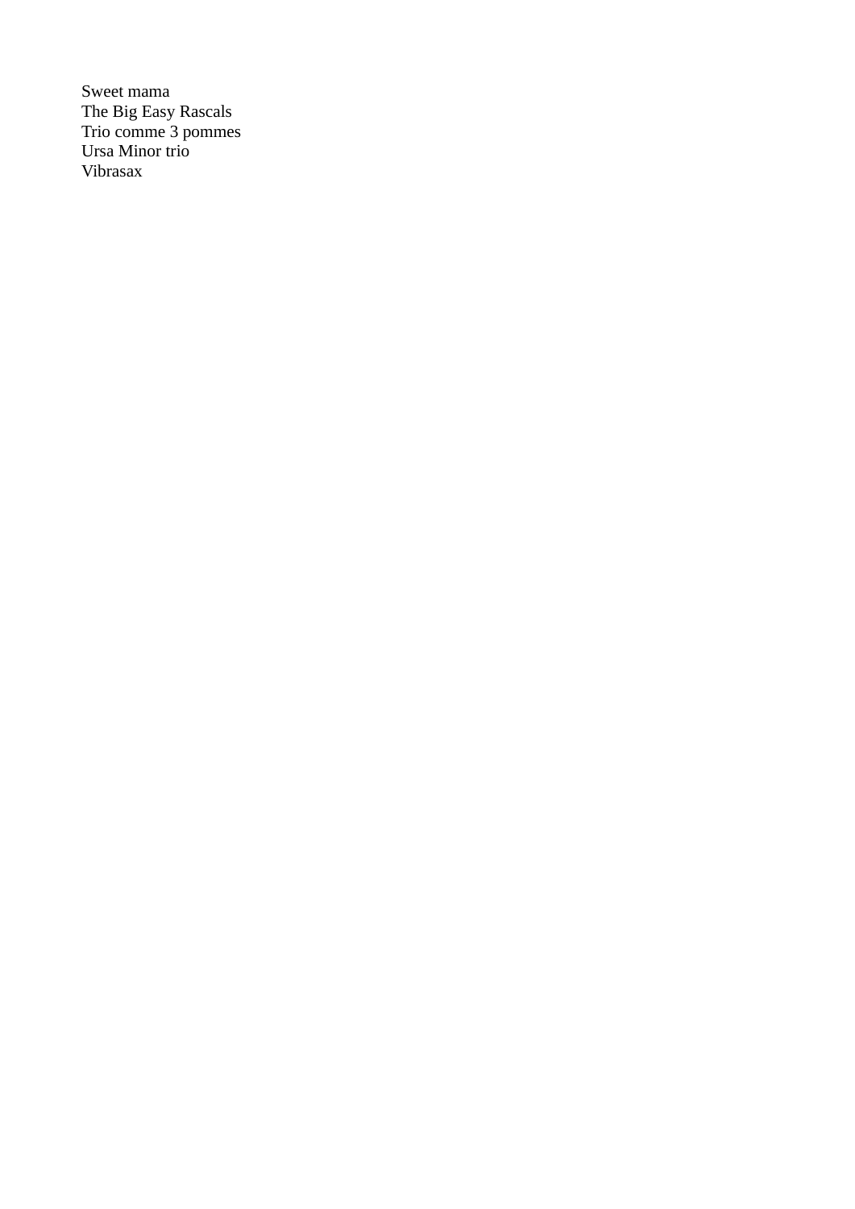Sweet mama
The Big Easy Rascals
Trio comme 3 pommes
Ursa Minor trio
Vibrasax